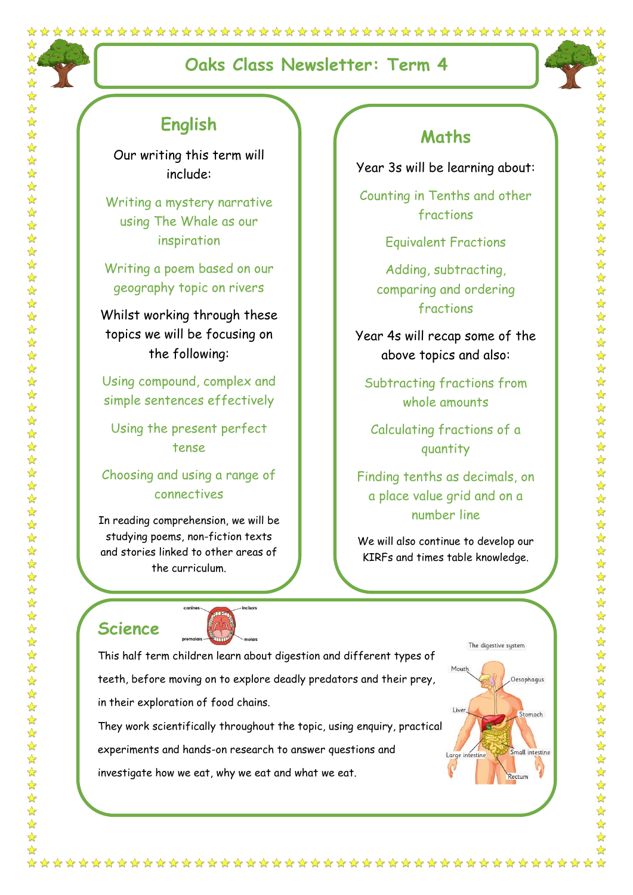# Oaks Class Newsletter: Term 4

## English

Our writing this term will include:

Writing a mystery narrative using The Whale as our inspiration

Writing a poem based on our geography topic on rivers

Whilst working through these topics we will be focusing on the following:

Using compound, complex and simple sentences effectively

Using the present perfect tense

Choosing and using a range of connectives

In reading comprehension, we will be studying poems, non-fiction texts and stories linked to other areas of the curriculum.

## Maths

Year 3s will be learning about:

Counting in Tenths and other fractions

Equivalent Fractions

Adding, subtracting, comparing and ordering fractions

Year 4s will recap some of the above topics and also:

Subtracting fractions from whole amounts

Calculating fractions of a quantity

Finding tenths as decimals, on a place value grid and on a number line

We will also continue to develop our KIRFs and times table knowledge.

## Science

This half term children learn about digestion and different types of teeth, before moving on to explore deadly predators and their prey, in their exploration of food chains.

They work scientifically throughout the topic, using enquiry, practical experiments and hands-on research to answer questions and investigate how we eat, why we eat and what we eat.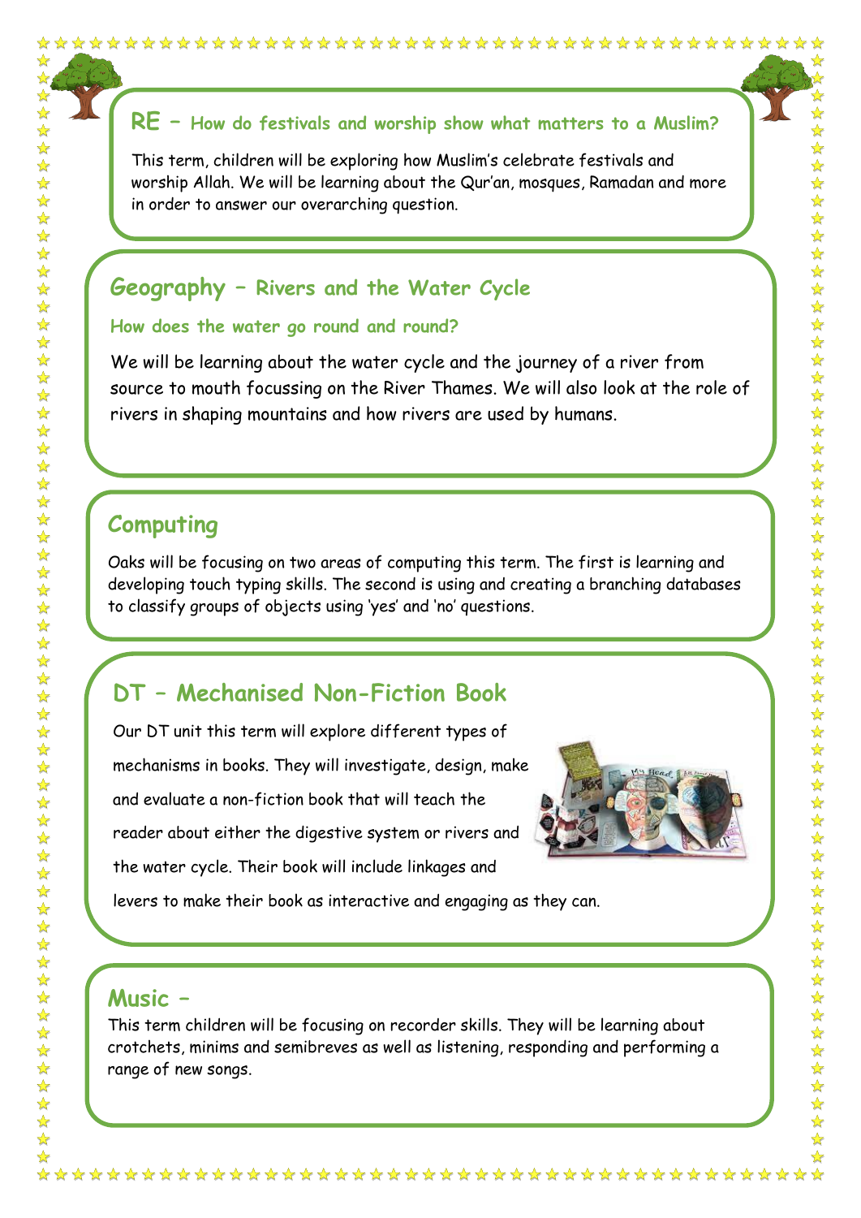## RE – How do festivals and worship show what matters to a Muslim?

This term, children will be exploring how Muslim's celebrate festivals and worship Allah. We will be learning about the Qur'an, mosques, Ramadan and more in order to answer our overarching question.

## Geography – Rivers and the Water Cycle

### How does the water go round and round?

We will be learning about the water cycle and the journey of a river from source to mouth focussing on the River Thames. We will also look at the role of rivers in shaping mountains and how rivers are used by humans.

## Computing

Oaks will be focusing on two areas of computing this term. The first is learning and developing touch typing skills. The second is using and creating a branching databases to classify groups of objects using 'yes' and 'no' questions.

## DT – Mechanised Non-Fiction Book

Our DT unit this term will explore different types of mechanisms in books. They will investigate, design, make and evaluate a non-fiction book that will teach the reader about either the digestive system or rivers and the water cycle. Their book will include linkages and levers to make their book as interactive and engaging as they can.

## Music –

This term children will be focusing on recorder skills. They will be learning about crotchets, minims and semibreves as well as listening, responding and performing a range of new songs.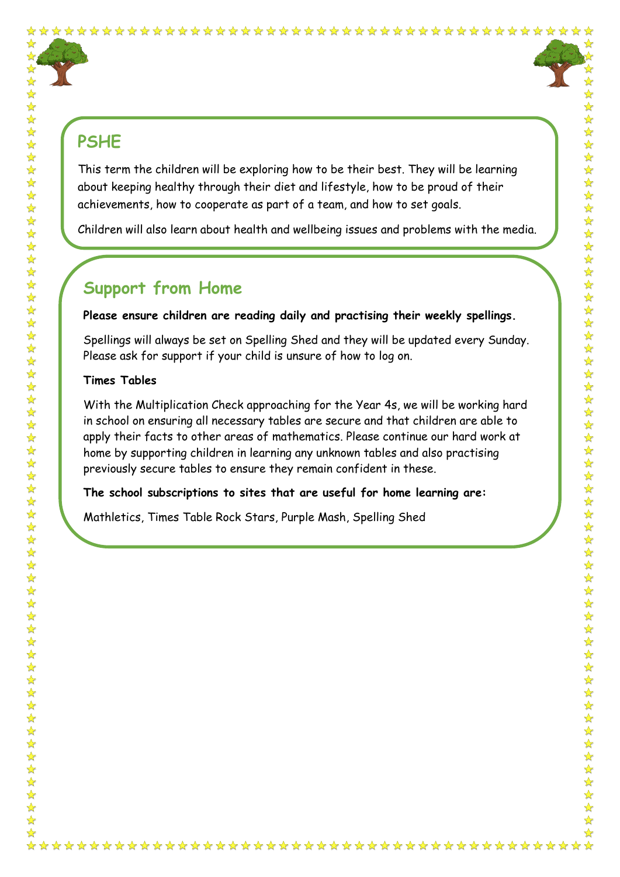## PSHE

This term the children will be exploring how to be their best. They will be learning about keeping healthy through their diet and lifestyle, how to be proud of their achievements, how to cooperate as part of a team, and how to set goals.

Children will also learn about health and wellbeing issues and problems with the media.

## Support from Home

**Please ensure children are reading daily and practising their weekly spellings.**

Spellings will always be set on Spelling Shed and they will be updated every Sunday. Please ask for support if your child is unsure of how to log on.

**Times Tables**

With the Multiplication Check approaching for the Year 4s, we will be working hard in school on ensuring all necessary tables are secure and that children are able to apply their facts to other areas of mathematics. Please continue our hard work at home by supporting children in learning any unknown tables and also practising previously secure tables to ensure they remain confident in these.

**The school subscriptions to sites that are useful for home learning are:**

Mathletics, Times Table Rock Stars, Purple Mash, Spelling Shed